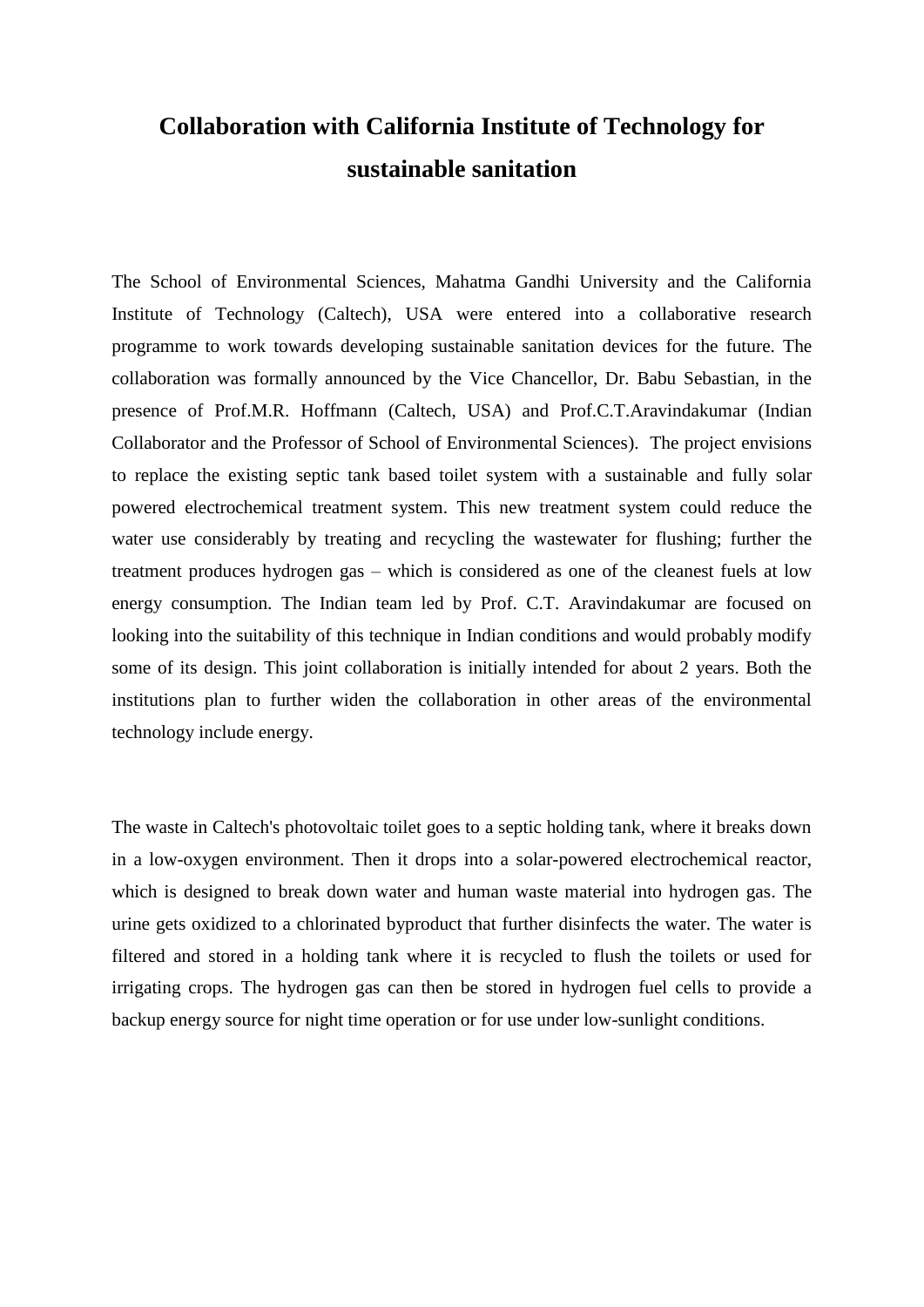# Collaboration with California Institute of Technology for sustainable sanitation

The School of Environmental Sciences, Mahatma Gandhi University and the California Institute of Technology (Caltech), USA were entered into a collaborative research programme to work towards developing sustainable sanitation devices for the future. The collaboration was formally announced by the Vice Chancellor, Dr. Babu Sebastian, in the presence of Prof.M.R. Hoffmann (Caltech, USA) and Prof.C.T.Aravindakumar (Indian Collaborator and the Professor of School of Environmental Sciences). The project envisions to replace the existing septic tank based toilet system with a sustainable and fully solar powered electrochemical treatment system. This new treatment system could reduce the water use considerably by treating and recycling the wastewater for flushing; further the treatment produces hydrogen gas – which is considered as one of the cleanest fuels at low energy consumption. The Indian team led by Prof. C.T. Aravindakumar are focused on looking into the suitability of this technique in Indian conditions and would probably modify some of its design. This joint collaboration is initially intended for about 2 years. Both the institutions plan to further widen the collaboration in other areas of the environmental technology include energy.

The waste in Caltech's photovoltaic toilet goes to a septic holding tank, where it breaks down in a low-oxygen environment. Then it drops into a solar-powered electrochemical reactor, which is designed to break down water and human waste material into hydrogen gas. The urine gets oxidized to a chlorinated byproduct that further disinfects the water. The water is filtered and stored in a holding tank where it is recycled to flush the toilets or used for irrigating crops. The hydrogen gas can then be stored in hydrogen fuel cells to provide a backup energy source for night time operation or for use under low-sunlight conditions.